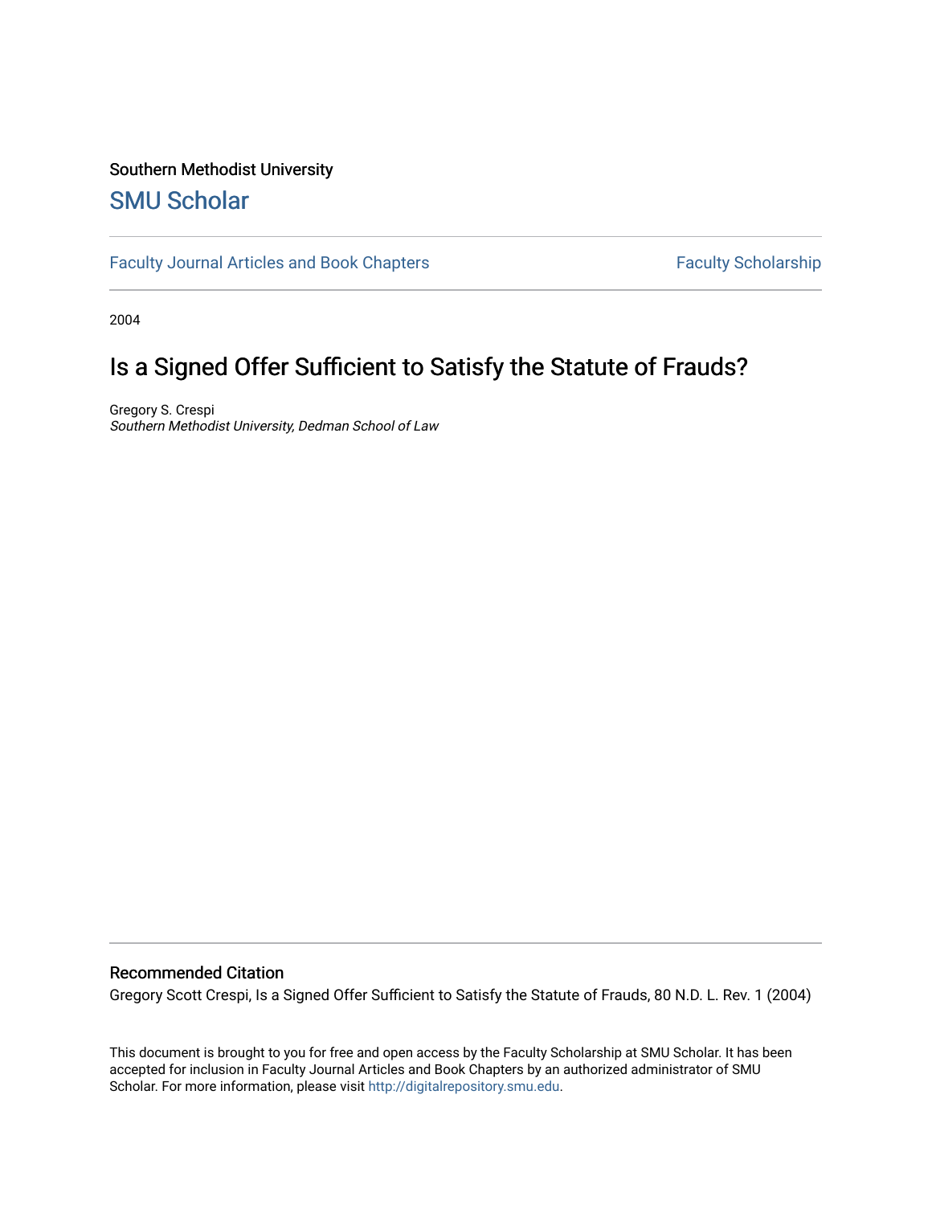Southern Methodist University

## SMU Scholar

Faculty Journal Articles and Book Chapters | Faculty Scholarship

2004

# Is a Signed Offer Sufficient to Satisfy the Statute of Frauds?

Gregory S. Crespi
*Southern Methodist University, Dedman School of Law*

### Recommended Citation

Gregory Scott Crespi, Is a Signed Offer Sufficient to Satisfy the Statute of Frauds, 80 N.D. L. Rev. 1 (2004)

This document is brought to you for free and open access by the Faculty Scholarship at SMU Scholar. It has been accepted for inclusion in Faculty Journal Articles and Book Chapters by an authorized administrator of SMU Scholar. For more information, please visit http://digitalrepository.smu.edu.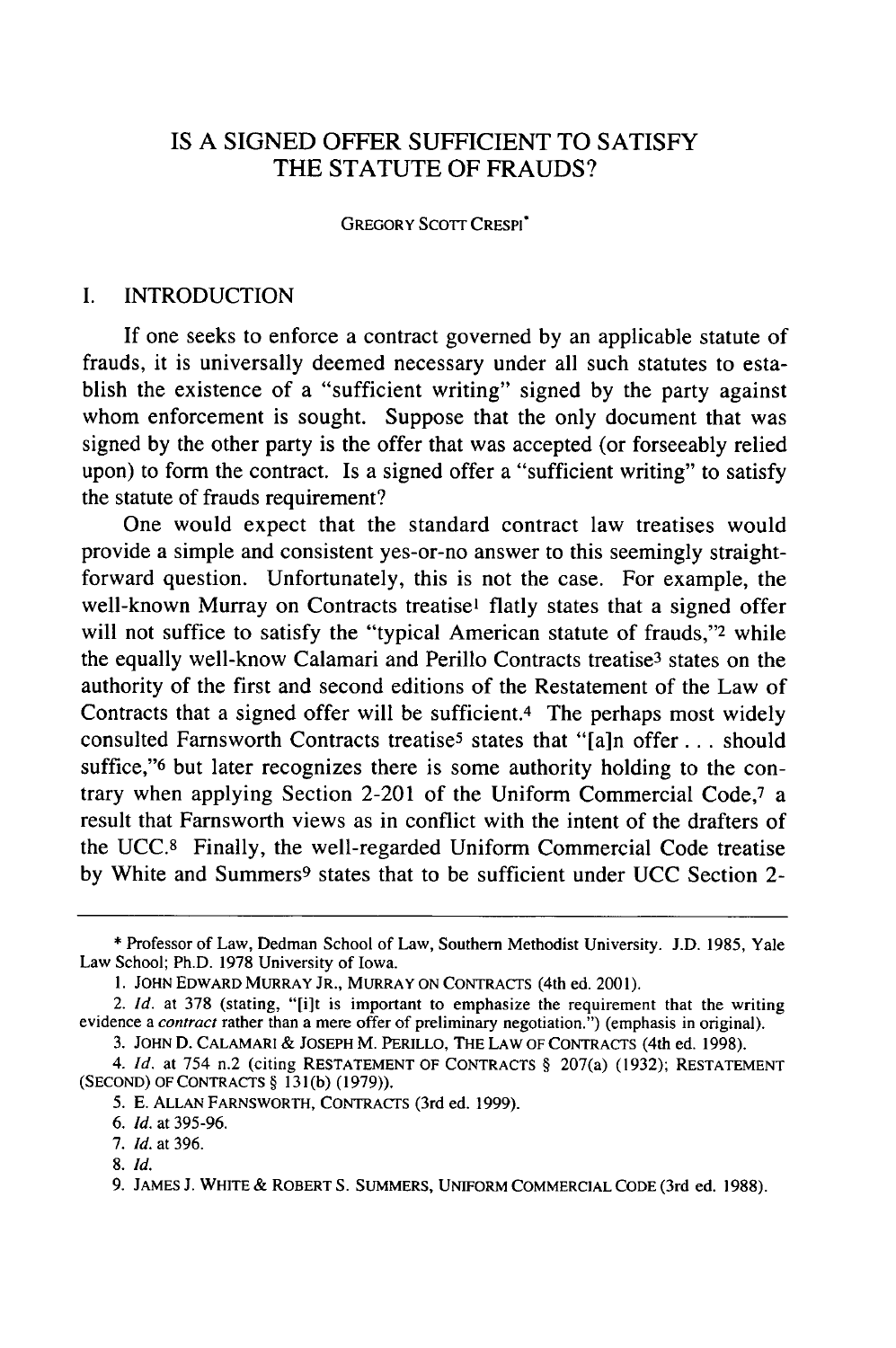## IS A SIGNED OFFER SUFFICIENT TO SATISFY THE STATUTE OF FRAUDS?

GREGORY SCOTT CRESPI*

### I. INTRODUCTION

If one seeks to enforce a contract governed by an applicable statute of frauds, it is universally deemed necessary under all such statutes to establish the existence of a "sufficient writing" signed by the party against whom enforcement is sought. Suppose that the only document that was signed by the other party is the offer that was accepted (or forseeably relied upon) to form the contract. Is a signed offer a "sufficient writing" to satisfy the statute of frauds requirement?

One would expect that the standard contract law treatises would provide a simple and consistent yes-or-no answer to this seemingly straightforward question. Unfortunately, this is not the case. For example, the well-known Murray on Contracts treatise[1] flatly states that a signed offer will not suffice to satisfy the "typical American statute of frauds,"[2] while the equally well-know Calamari and Perillo Contracts treatise[3] states on the authority of the first and second editions of the Restatement of the Law of Contracts that a signed offer will be sufficient.[4] The perhaps most widely consulted Farnsworth Contracts treatise[5] states that "[a]n offer . . . should suffice,"[6] but later recognizes there is some authority holding to the contrary when applying Section 2-201 of the Uniform Commercial Code,[7] a result that Farnsworth views as in conflict with the intent of the drafters of the UCC.[8] Finally, the well-regarded Uniform Commercial Code treatise by White and Summers[9] states that to be sufficient under UCC Section 2-

---

\* Professor of Law, Dedman School of Law, Southern Methodist University. J.D. 1985, Yale Law School; Ph.D. 1978 University of Iowa.

1. JOHN EDWARD MURRAY JR., MURRAY ON CONTRACTS (4th ed. 2001).

2. *Id.* at 378 (stating, "[i]t is important to emphasize the requirement that the writing evidence a *contract* rather than a mere offer of preliminary negotiation.") (emphasis in original).

3. JOHN D. CALAMARI & JOSEPH M. PERILLO, THE LAW OF CONTRACTS (4th ed. 1998).

4. *Id.* at 754 n.2 (citing RESTATEMENT OF CONTRACTS § 207(a) (1932); RESTATEMENT (SECOND) OF CONTRACTS § 131(b) (1979)).

5. E. ALLAN FARNSWORTH, CONTRACTS (3rd ed. 1999).

6. *Id.* at 395-96.

7. *Id.* at 396.

8. *Id.*

9. JAMES J. WHITE & ROBERT S. SUMMERS, UNIFORM COMMERCIAL CODE (3rd ed. 1988).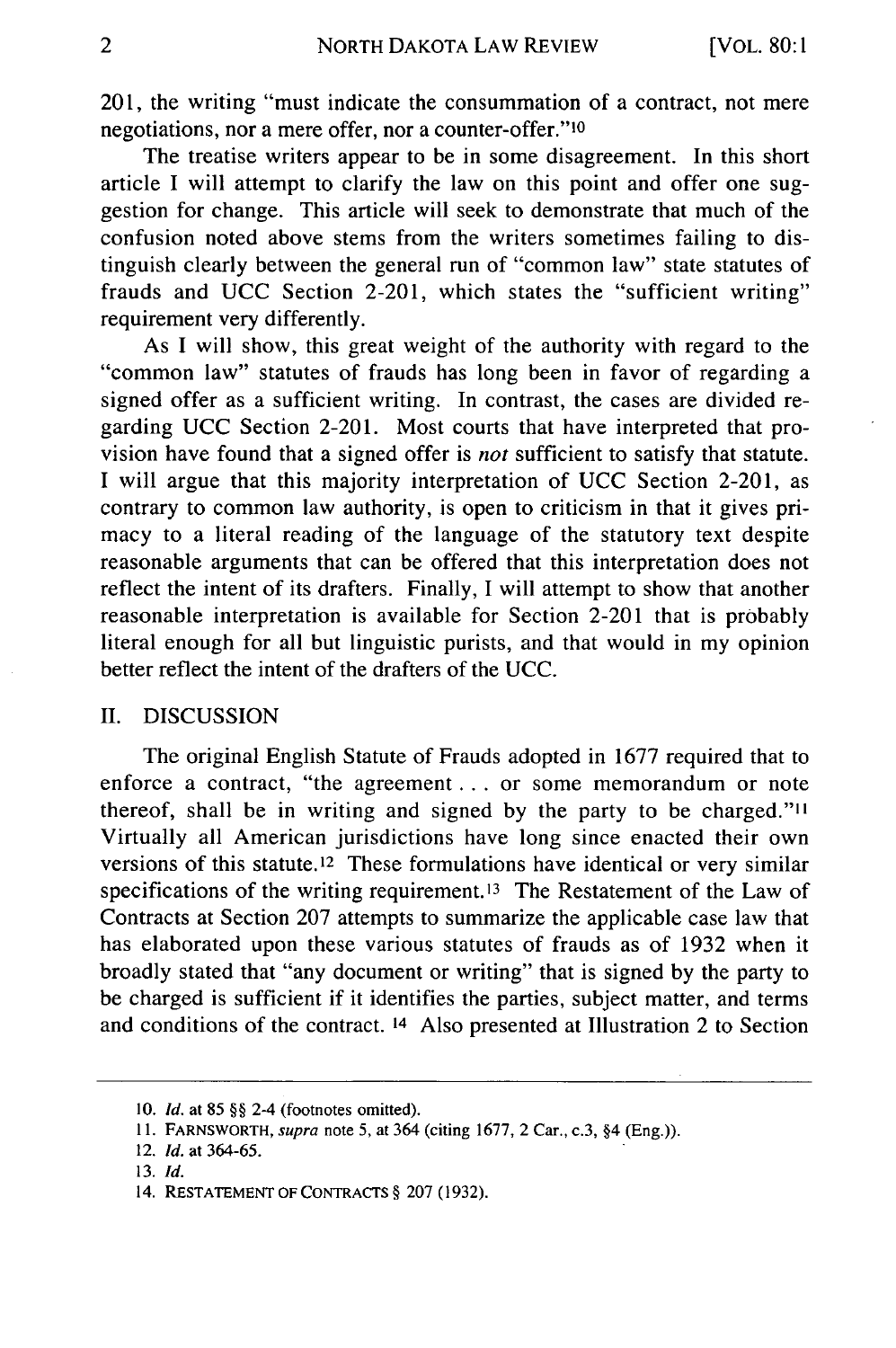201, the writing "must indicate the consummation of a contract, not mere negotiations, nor a mere offer, nor a counter-offer."[10]

The treatise writers appear to be in some disagreement. In this short article I will attempt to clarify the law on this point and offer one suggestion for change. This article will seek to demonstrate that much of the confusion noted above stems from the writers sometimes failing to distinguish clearly between the general run of "common law" state statutes of frauds and UCC Section 2-201, which states the "sufficient writing" requirement very differently.

As I will show, this great weight of the authority with regard to the "common law" statutes of frauds has long been in favor of regarding a signed offer as a sufficient writing. In contrast, the cases are divided regarding UCC Section 2-201. Most courts that have interpreted that provision have found that a signed offer is *not* sufficient to satisfy that statute. I will argue that this majority interpretation of UCC Section 2-201, as contrary to common law authority, is open to criticism in that it gives primacy to a literal reading of the language of the statutory text despite reasonable arguments that can be offered that this interpretation does not reflect the intent of its drafters. Finally, I will attempt to show that another reasonable interpretation is available for Section 2-201 that is probably literal enough for all but linguistic purists, and that would in my opinion better reflect the intent of the drafters of the UCC.

## II. DISCUSSION

The original English Statute of Frauds adopted in 1677 required that to enforce a contract, "the agreement . . . or some memorandum or note thereof, shall be in writing and signed by the party to be charged."[11] Virtually all American jurisdictions have long since enacted their own versions of this statute.[12] These formulations have identical or very similar specifications of the writing requirement.[13] The Restatement of the Law of Contracts at Section 207 attempts to summarize the applicable case law that has elaborated upon these various statutes of frauds as of 1932 when it broadly stated that "any document or writing" that is signed by the party to be charged is sufficient if it identifies the parties, subject matter, and terms and conditions of the contract.[14] Also presented at Illustration 2 to Section

---

10. *Id.* at 85 §§ 2-4 (footnotes omitted).

11. FARNSWORTH, *supra* note 5, at 364 (citing 1677, 2 Car., c.3, §4 (Eng.)).

12. *Id.* at 364-65.

13. *Id.*

14. RESTATEMENT OF CONTRACTS § 207 (1932).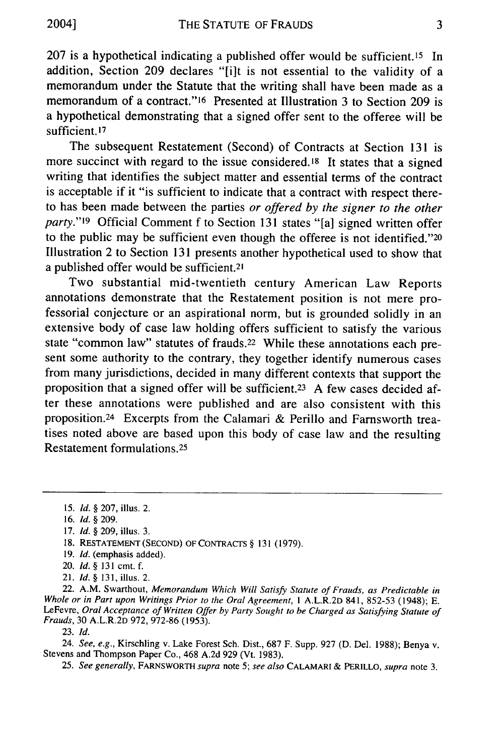207 is a hypothetical indicating a published offer would be sufficient.[15] In addition, Section 209 declares "[i]t is not essential to the validity of a memorandum under the Statute that the writing shall have been made as a memorandum of a contract."[16] Presented at Illustration 3 to Section 209 is a hypothetical demonstrating that a signed offer sent to the offeree will be sufficient.[17]

The subsequent Restatement (Second) of Contracts at Section 131 is more succinct with regard to the issue considered.[18] It states that a signed writing that identifies the subject matter and essential terms of the contract is acceptable if it "is sufficient to indicate that a contract with respect thereto has been made between the parties *or offered by the signer to the other party*."[19] Official Comment f to Section 131 states "[a] signed written offer to the public may be sufficient even though the offeree is not identified."[20] Illustration 2 to Section 131 presents another hypothetical used to show that a published offer would be sufficient.[21]

Two substantial mid-twentieth century American Law Reports annotations demonstrate that the Restatement position is not mere professorial conjecture or an aspirational norm, but is grounded solidly in an extensive body of case law holding offers sufficient to satisfy the various state "common law" statutes of frauds.[22] While these annotations each present some authority to the contrary, they together identify numerous cases from many jurisdictions, decided in many different contexts that support the proposition that a signed offer will be sufficient.[23] A few cases decided after these annotations were published and are also consistent with this proposition.[24] Excerpts from the Calamari & Perillo and Farnsworth treatises noted above are based upon this body of case law and the resulting Restatement formulations.[25]

---

15. *Id.* § 207, illus. 2.

16. *Id.* § 209.

17. *Id.* § 209, illus. 3.

18. RESTATEMENT (SECOND) OF CONTRACTS § 131 (1979).

19. *Id.* (emphasis added).

20. *Id.* § 131 cmt. f.

21. *Id.* § 131, illus. 2.

22. A.M. Swarthout, *Memorandum Which Will Satisfy Statute of Frauds, as Predictable in Whole or in Part upon Writings Prior to the Oral Agreement*, 1 A.L.R.2D 841, 852-53 (1948); E. LeFevre, *Oral Acceptance of Written Offer by Party Sought to be Charged as Satisfying Statute of Frauds*, 30 A.L.R.2D 972, 972-86 (1953).

23. *Id.*

24. *See, e.g.*, Kirschling v. Lake Forest Sch. Dist., 687 F. Supp. 927 (D. Del. 1988); Benya v. Stevens and Thompson Paper Co., 468 A.2d 929 (Vt. 1983).

25. *See generally*, FARNSWORTH *supra* note 5; *see also* CALAMARI & PERILLO, *supra* note 3.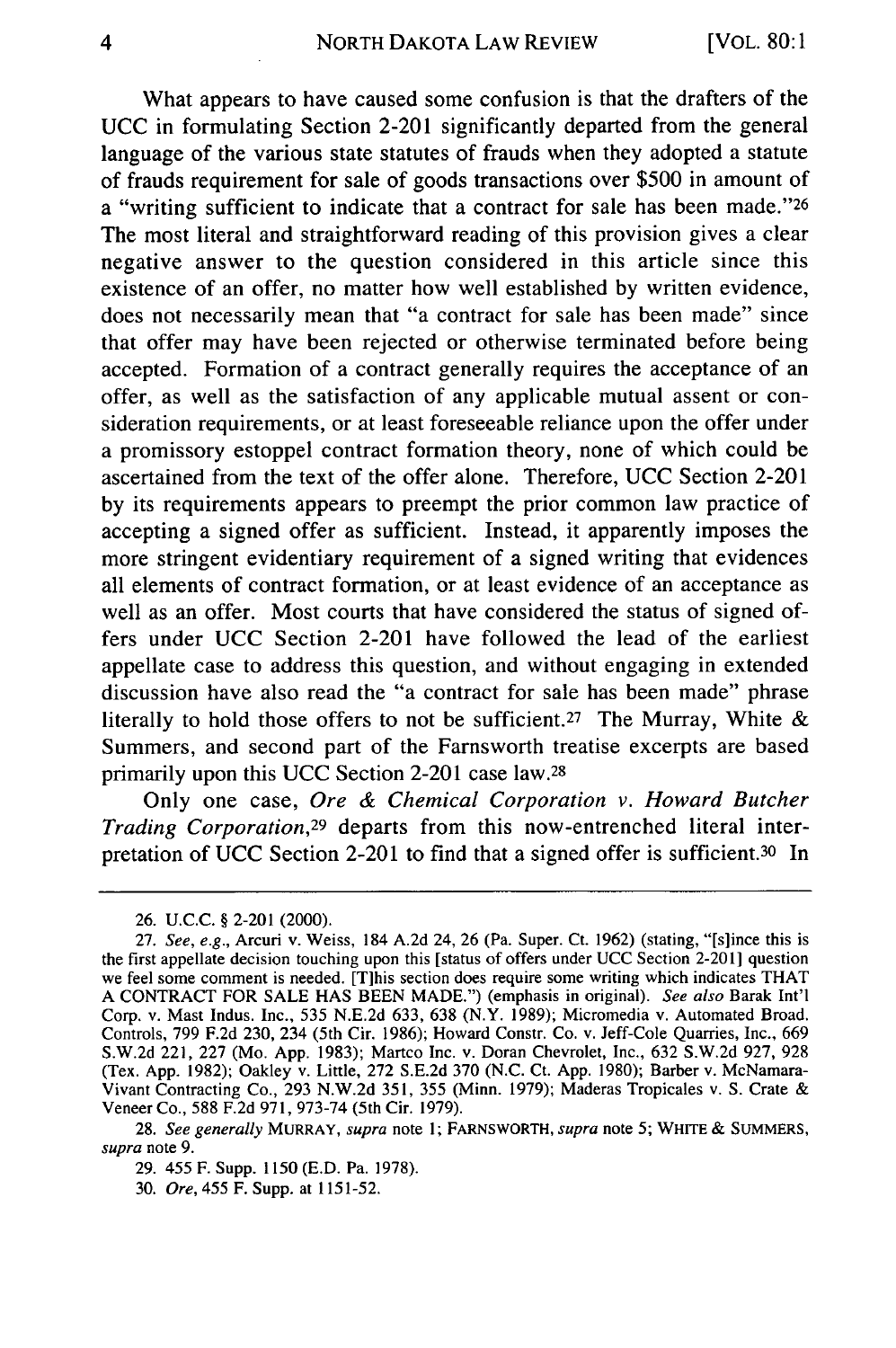What appears to have caused some confusion is that the drafters of the UCC in formulating Section 2-201 significantly departed from the general language of the various state statutes of frauds when they adopted a statute of frauds requirement for sale of goods transactions over $500 in amount of a "writing sufficient to indicate that a contract for sale has been made."[26] The most literal and straightforward reading of this provision gives a clear negative answer to the question considered in this article since this existence of an offer, no matter how well established by written evidence, does not necessarily mean that "a contract for sale has been made" since that offer may have been rejected or otherwise terminated before being accepted. Formation of a contract generally requires the acceptance of an offer, as well as the satisfaction of any applicable mutual assent or consideration requirements, or at least foreseeable reliance upon the offer under a promissory estoppel contract formation theory, none of which could be ascertained from the text of the offer alone. Therefore, UCC Section 2-201 by its requirements appears to preempt the prior common law practice of accepting a signed offer as sufficient. Instead, it apparently imposes the more stringent evidentiary requirement of a signed writing that evidences all elements of contract formation, or at least evidence of an acceptance as well as an offer. Most courts that have considered the status of signed offers under UCC Section 2-201 have followed the lead of the earliest appellate case to address this question, and without engaging in extended discussion have also read the "a contract for sale has been made" phrase literally to hold those offers to not be sufficient.[27] The Murray, White & Summers, and second part of the Farnsworth treatise excerpts are based primarily upon this UCC Section 2-201 case law.[28]

Only one case, *Ore & Chemical Corporation v. Howard Butcher Trading Corporation*,[29] departs from this now-entrenched literal interpretation of UCC Section 2-201 to find that a signed offer is sufficient.[30] In

---

26. U.C.C. § 2-201 (2000).

27. *See, e.g.*, Arcuri v. Weiss, 184 A.2d 24, 26 (Pa. Super. Ct. 1962) (stating, "[s]ince this is the first appellate decision touching upon this [status of offers under UCC Section 2-201] question we feel some comment is needed. [T]his section does require some writing which indicates THAT A CONTRACT FOR SALE HAS BEEN MADE.") (emphasis in original). *See also* Barak Int'l Corp. v. Mast Indus. Inc., 535 N.E.2d 633, 638 (N.Y. 1989); Micromedia v. Automated Broad. Controls, 799 F.2d 230, 234 (5th Cir. 1986); Howard Constr. Co. v. Jeff-Cole Quarries, Inc., 669 S.W.2d 221, 227 (Mo. App. 1983); Martco Inc. v. Doran Chevrolet, Inc., 632 S.W.2d 927, 928 (Tex. App. 1982); Oakley v. Little, 272 S.E.2d 370 (N.C. Ct. App. 1980); Barber v. McNamara-Vivant Contracting Co., 293 N.W.2d 351, 355 (Minn. 1979); Maderas Tropicales v. S. Crate & Veneer Co., 588 F.2d 971, 973-74 (5th Cir. 1979).

28. *See generally* MURRAY, *supra* note 1; FARNSWORTH, *supra* note 5; WHITE & SUMMERS, *supra* note 9.

29. 455 F. Supp. 1150 (E.D. Pa. 1978).

30. *Ore*, 455 F. Supp. at 1151-52.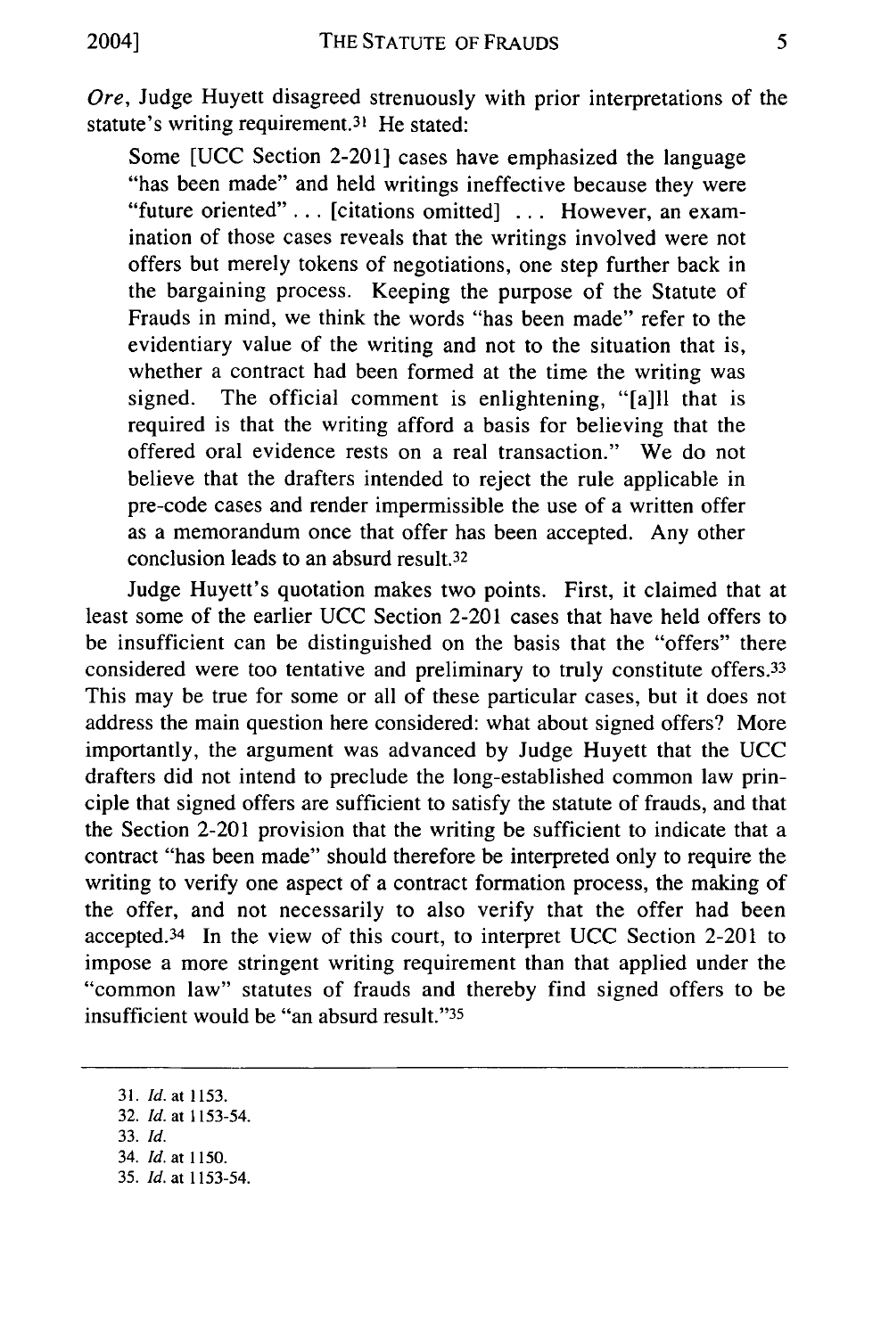*Ore*, Judge Huyett disagreed strenuously with prior interpretations of the statute's writing requirement.[31] He stated:

> Some [UCC Section 2-201] cases have emphasized the language "has been made" and held writings ineffective because they were "future oriented" . . . [citations omitted] . . . However, an examination of those cases reveals that the writings involved were not offers but merely tokens of negotiations, one step further back in the bargaining process. Keeping the purpose of the Statute of Frauds in mind, we think the words "has been made" refer to the evidentiary value of the writing and not to the situation that is, whether a contract had been formed at the time the writing was signed. The official comment is enlightening, "[a]ll that is required is that the writing afford a basis for believing that the offered oral evidence rests on a real transaction." We do not believe that the drafters intended to reject the rule applicable in pre-code cases and render impermissible the use of a written offer as a memorandum once that offer has been accepted. Any other conclusion leads to an absurd result.[32]

Judge Huyett's quotation makes two points. First, it claimed that at least some of the earlier UCC Section 2-201 cases that have held offers to be insufficient can be distinguished on the basis that the "offers" there considered were too tentative and preliminary to truly constitute offers.[33] This may be true for some or all of these particular cases, but it does not address the main question here considered: what about signed offers? More importantly, the argument was advanced by Judge Huyett that the UCC drafters did not intend to preclude the long-established common law principle that signed offers are sufficient to satisfy the statute of frauds, and that the Section 2-201 provision that the writing be sufficient to indicate that a contract "has been made" should therefore be interpreted only to require the writing to verify one aspect of a contract formation process, the making of the offer, and not necessarily to also verify that the offer had been accepted.[34] In the view of this court, to interpret UCC Section 2-201 to impose a more stringent writing requirement than that applied under the "common law" statutes of frauds and thereby find signed offers to be insufficient would be "an absurd result."[35]

---

31. *Id.* at 1153.
32. *Id.* at 1153-54.
33. *Id.*
34. *Id.* at 1150.
35. *Id.* at 1153-54.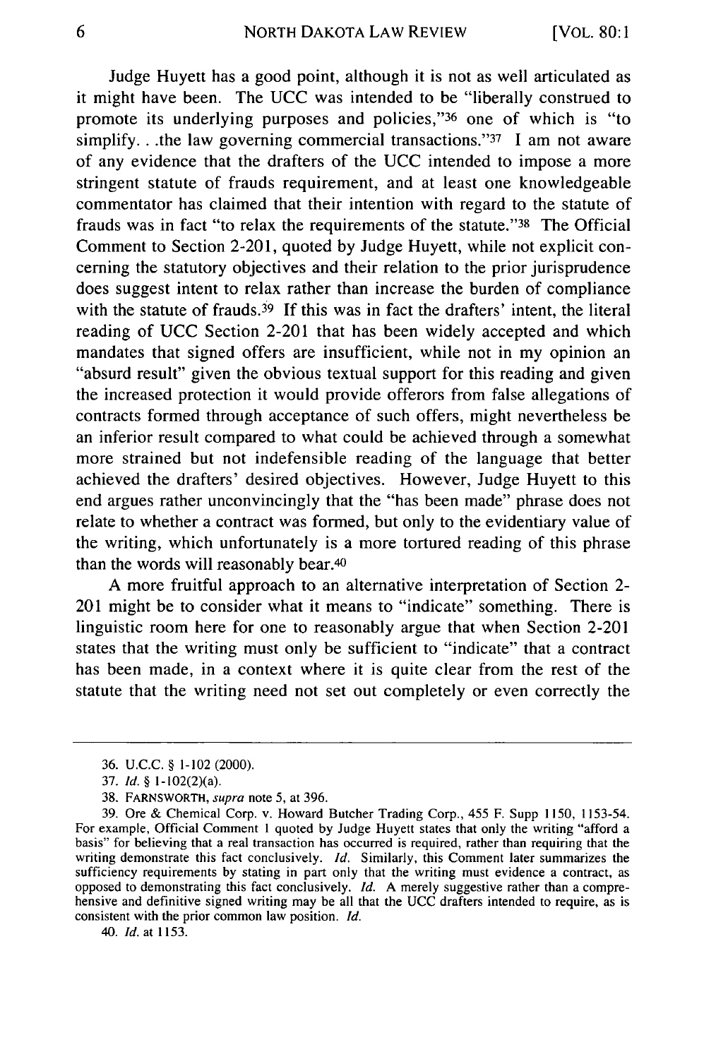Judge Huyett has a good point, although it is not as well articulated as it might have been. The UCC was intended to be "liberally construed to promote its underlying purposes and policies,"[36] one of which is "to simplify. . .the law governing commercial transactions."[37] I am not aware of any evidence that the drafters of the UCC intended to impose a more stringent statute of frauds requirement, and at least one knowledgeable commentator has claimed that their intention with regard to the statute of frauds was in fact "to relax the requirements of the statute."[38] The Official Comment to Section 2-201, quoted by Judge Huyett, while not explicit concerning the statutory objectives and their relation to the prior jurisprudence does suggest intent to relax rather than increase the burden of compliance with the statute of frauds.[39] If this was in fact the drafters' intent, the literal reading of UCC Section 2-201 that has been widely accepted and which mandates that signed offers are insufficient, while not in my opinion an "absurd result" given the obvious textual support for this reading and given the increased protection it would provide offerors from false allegations of contracts formed through acceptance of such offers, might nevertheless be an inferior result compared to what could be achieved through a somewhat more strained but not indefensible reading of the language that better achieved the drafters' desired objectives. However, Judge Huyett to this end argues rather unconvincingly that the "has been made" phrase does not relate to whether a contract was formed, but only to the evidentiary value of the writing, which unfortunately is a more tortured reading of this phrase than the words will reasonably bear.[40]

A more fruitful approach to an alternative interpretation of Section 2-201 might be to consider what it means to "indicate" something. There is linguistic room here for one to reasonably argue that when Section 2-201 states that the writing must only be sufficient to "indicate" that a contract has been made, in a context where it is quite clear from the rest of the statute that the writing need not set out completely or even correctly the

---

36. U.C.C. § 1-102 (2000).

37. *Id.* § 1-102(2)(a).

38. FARNSWORTH, *supra* note 5, at 396.

39. Ore & Chemical Corp. v. Howard Butcher Trading Corp., 455 F. Supp 1150, 1153-54. For example, Official Comment 1 quoted by Judge Huyett states that only the writing "afford a basis" for believing that a real transaction has occurred is required, rather than requiring that the writing demonstrate this fact conclusively. *Id.* Similarly, this Comment later summarizes the sufficiency requirements by stating in part only that the writing must evidence a contract, as opposed to demonstrating this fact conclusively. *Id.* A merely suggestive rather than a comprehensive and definitive signed writing may be all that the UCC drafters intended to require, as is consistent with the prior common law position. *Id.*

40. *Id.* at 1153.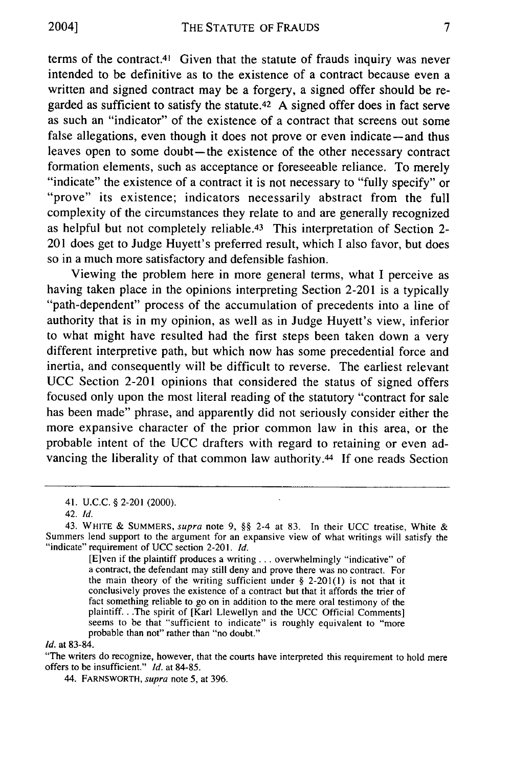terms of the contract.[41] Given that the statute of frauds inquiry was never intended to be definitive as to the existence of a contract because even a written and signed contract may be a forgery, a signed offer should be regarded as sufficient to satisfy the statute.[42] A signed offer does in fact serve as such an "indicator" of the existence of a contract that screens out some false allegations, even though it does not prove or even indicate—and thus leaves open to some doubt—the existence of the other necessary contract formation elements, such as acceptance or foreseeable reliance. To merely "indicate" the existence of a contract it is not necessary to "fully specify" or "prove" its existence; indicators necessarily abstract from the full complexity of the circumstances they relate to and are generally recognized as helpful but not completely reliable.[43] This interpretation of Section 2-201 does get to Judge Huyett's preferred result, which I also favor, but does so in a much more satisfactory and defensible fashion.

Viewing the problem here in more general terms, what I perceive as having taken place in the opinions interpreting Section 2-201 is a typically "path-dependent" process of the accumulation of precedents into a line of authority that is in my opinion, as well as in Judge Huyett's view, inferior to what might have resulted had the first steps been taken down a very different interpretive path, but which now has some precedential force and inertia, and consequently will be difficult to reverse. The earliest relevant UCC Section 2-201 opinions that considered the status of signed offers focused only upon the most literal reading of the statutory "contract for sale has been made" phrase, and apparently did not seriously consider either the more expansive character of the prior common law in this area, or the probable intent of the UCC drafters with regard to retaining or even advancing the liberality of that common law authority.[44] If one reads Section

---

41. U.C.C. § 2-201 (2000).

42. *Id.*

43. WHITE & SUMMERS, *supra* note 9, §§ 2-4 at 83. In their UCC treatise, White & Summers lend support to the argument for an expansive view of what writings will satisfy the "indicate" requirement of UCC section 2-201. *Id.*

> [E]ven if the plaintiff produces a writing . . . overwhelmingly "indicative" of a contract, the defendant may still deny and prove there was no contract. For the main theory of the writing sufficient under § 2-201(1) is not that it conclusively proves the existence of a contract but that it affords the trier of fact something reliable to go on in addition to the mere oral testimony of the plaintiff. . .The spirit of [Karl Llewellyn and the UCC Official Comments] seems to be that "sufficient to indicate" is roughly equivalent to "more probable than not" rather than "no doubt."

*Id.* at 83-84.

"The writers do recognize, however, that the courts have interpreted this requirement to hold mere offers to be insufficient." *Id.* at 84-85.

44. FARNSWORTH, *supra* note 5, at 396.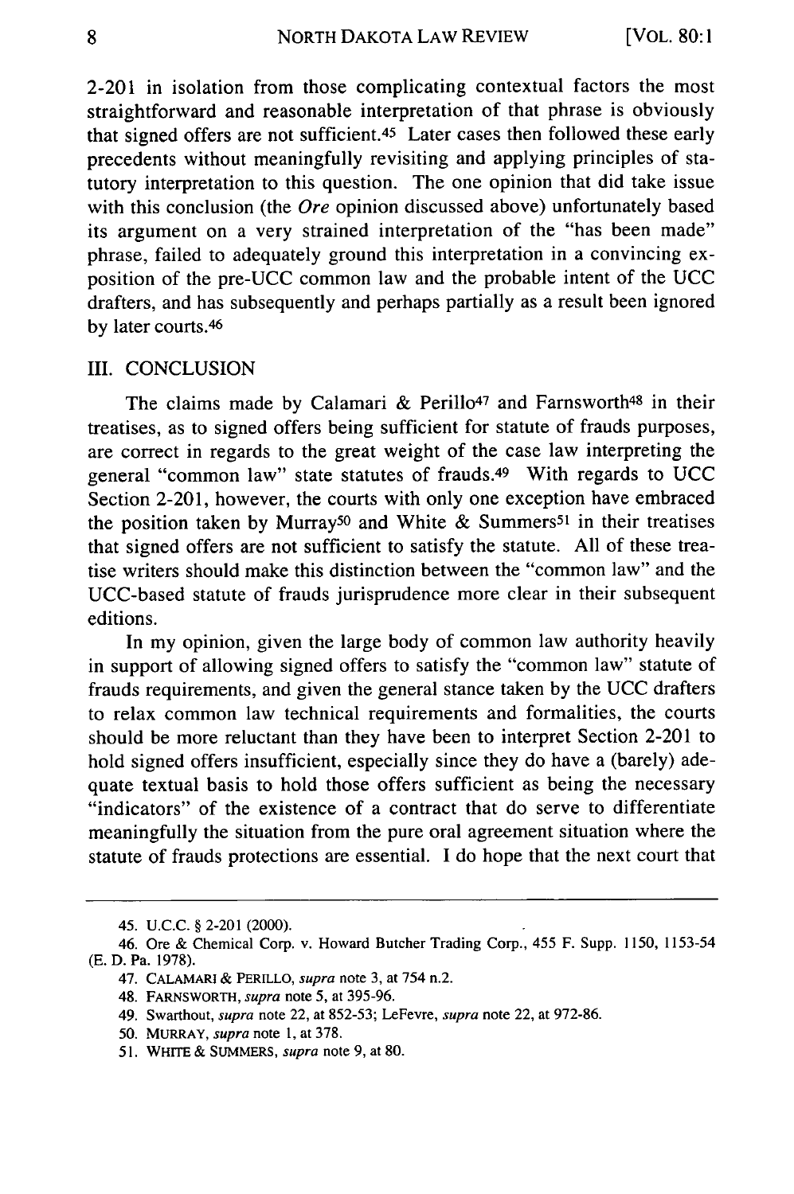2-201 in isolation from those complicating contextual factors the most straightforward and reasonable interpretation of that phrase is obviously that signed offers are not sufficient.[45] Later cases then followed these early precedents without meaningfully revisiting and applying principles of statutory interpretation to this question. The one opinion that did take issue with this conclusion (the *Ore* opinion discussed above) unfortunately based its argument on a very strained interpretation of the "has been made" phrase, failed to adequately ground this interpretation in a convincing exposition of the pre-UCC common law and the probable intent of the UCC drafters, and has subsequently and perhaps partially as a result been ignored by later courts.[46]

## III. CONCLUSION

The claims made by Calamari & Perillo[47] and Farnsworth[48] in their treatises, as to signed offers being sufficient for statute of frauds purposes, are correct in regards to the great weight of the case law interpreting the general "common law" state statutes of frauds.[49] With regards to UCC Section 2-201, however, the courts with only one exception have embraced the position taken by Murray[50] and White & Summers[51] in their treatises that signed offers are not sufficient to satisfy the statute. All of these treatise writers should make this distinction between the "common law" and the UCC-based statute of frauds jurisprudence more clear in their subsequent editions.

In my opinion, given the large body of common law authority heavily in support of allowing signed offers to satisfy the "common law" statute of frauds requirements, and given the general stance taken by the UCC drafters to relax common law technical requirements and formalities, the courts should be more reluctant than they have been to interpret Section 2-201 to hold signed offers insufficient, especially since they do have a (barely) adequate textual basis to hold those offers sufficient as being the necessary "indicators" of the existence of a contract that do serve to differentiate meaningfully the situation from the pure oral agreement situation where the statute of frauds protections are essential. I do hope that the next court that

---

45. U.C.C. § 2-201 (2000).

46. Ore & Chemical Corp. v. Howard Butcher Trading Corp., 455 F. Supp. 1150, 1153-54 (E. D. Pa. 1978).

47. CALAMARI & PERILLO, *supra* note 3, at 754 n.2.

48. FARNSWORTH, *supra* note 5, at 395-96.

49. Swarthout, *supra* note 22, at 852-53; LeFevre, *supra* note 22, at 972-86.

50. MURRAY, *supra* note 1, at 378.

51. WHITE & SUMMERS, *supra* note 9, at 80.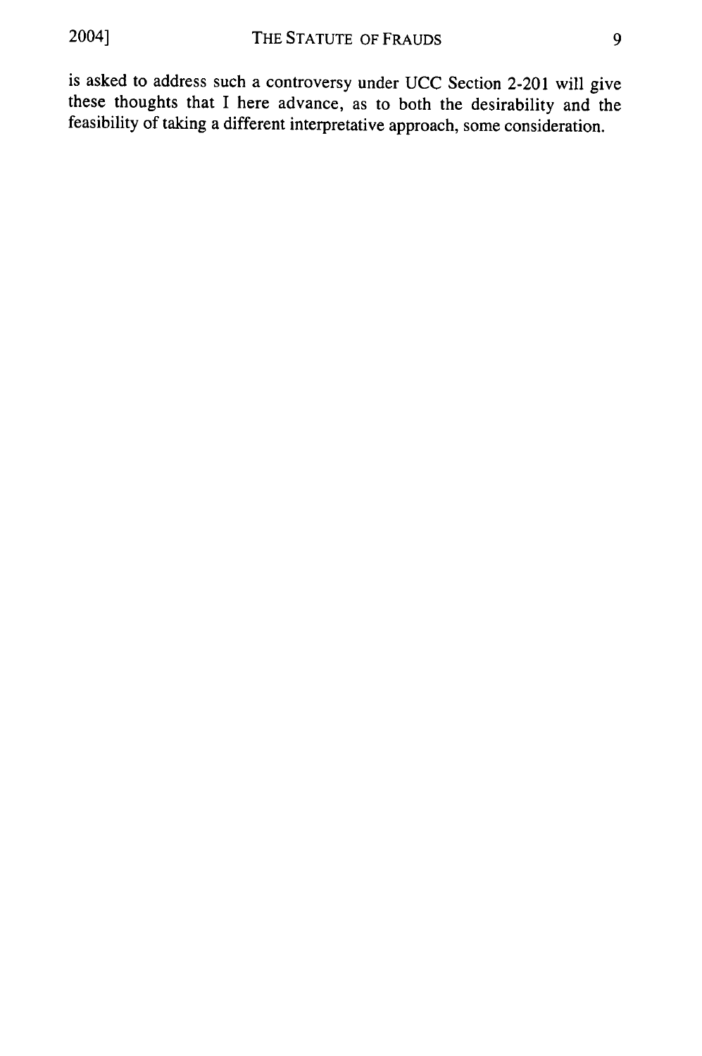is asked to address such a controversy under UCC Section 2-201 will give these thoughts that I here advance, as to both the desirability and the feasibility of taking a different interpretative approach, some consideration.